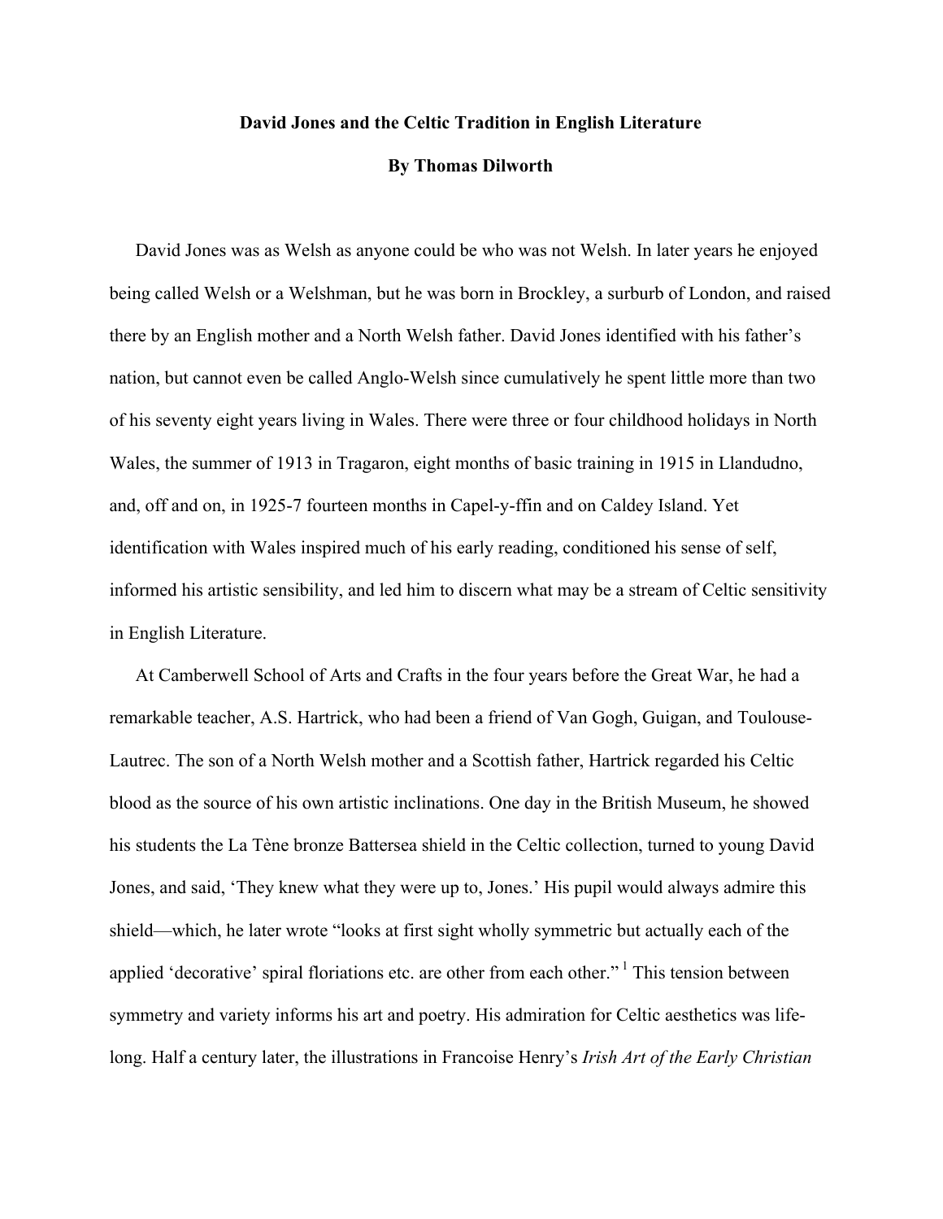# David Jones and the Celtic Tradition in English Literature

**By Thomas Dilworth**

David Jones was as Welsh as anyone could be who was not Welsh. In later years he enjoyed being called Welsh or a Welshman, but he was born in Brockley, a surburb of London, and raised there by an English mother and a North Welsh father. David Jones identified with his father's nation, but cannot even be called Anglo-Welsh since cumulatively he spent little more than two of his seventy eight years living in Wales. There were three or four childhood holidays in North Wales, the summer of 1913 in Tragaron, eight months of basic training in 1915 in Llandudno, and, off and on, in 1925-7 fourteen months in Capel-y-ffin and on Caldey Island. Yet identification with Wales inspired much of his early reading, conditioned his sense of self, informed his artistic sensibility, and led him to discern what may be a stream of Celtic sensitivity in English Literature.

At Camberwell School of Arts and Crafts in the four years before the Great War, he had a remarkable teacher, A.S. Hartrick, who had been a friend of Van Gogh, Guigan, and Toulouse-Lautrec. The son of a North Welsh mother and a Scottish father, Hartrick regarded his Celtic blood as the source of his own artistic inclinations. One day in the British Museum, he showed his students the La Tène bronze Battersea shield in the Celtic collection, turned to young David Jones, and said, 'They knew what they were up to, Jones.' His pupil would always admire this shield—which, he later wrote "looks at first sight wholly symmetric but actually each of the applied 'decorative' spiral floriations etc. are other from each other." [1] This tension between symmetry and variety informs his art and poetry. His admiration for Celtic aesthetics was life-long. Half a century later, the illustrations in Francoise Henry's *Irish Art of the Early Christian*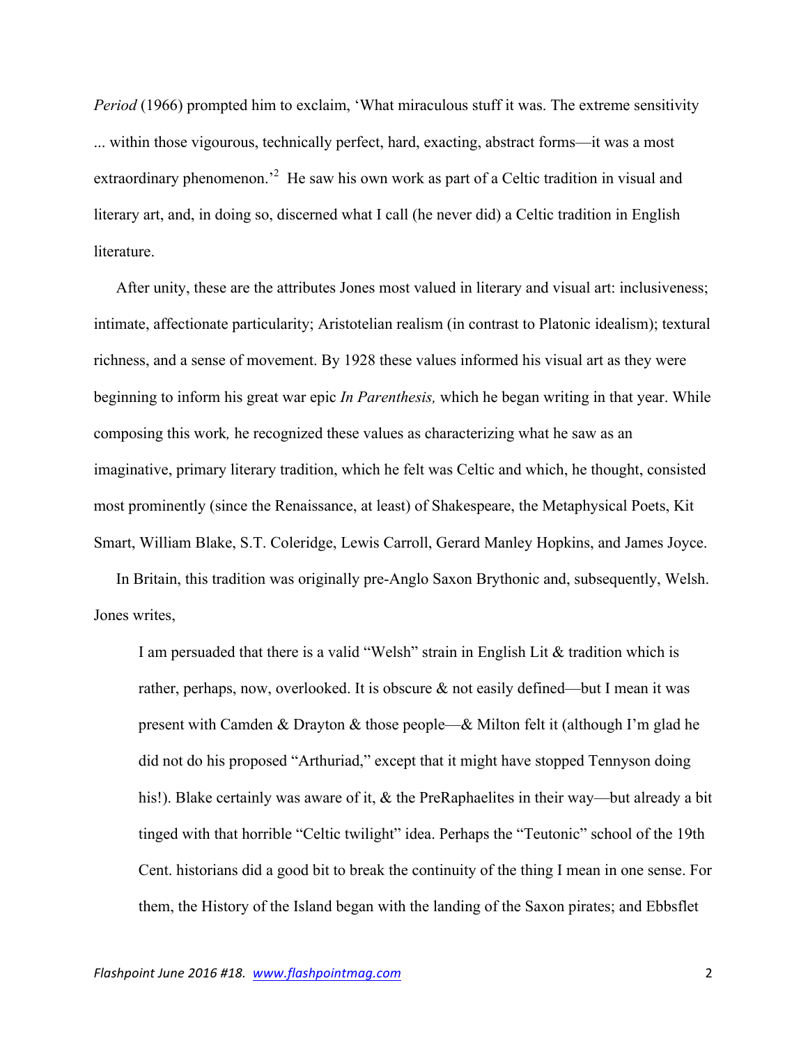*Period* (1966) prompted him to exclaim, 'What miraculous stuff it was. The extreme sensitivity ... within those vigourous, technically perfect, hard, exacting, abstract forms—it was a most extraordinary phenomenon.'[2] He saw his own work as part of a Celtic tradition in visual and literary art, and, in doing so, discerned what I call (he never did) a Celtic tradition in English literature.

After unity, these are the attributes Jones most valued in literary and visual art: inclusiveness; intimate, affectionate particularity; Aristotelian realism (in contrast to Platonic idealism); textural richness, and a sense of movement. By 1928 these values informed his visual art as they were beginning to inform his great war epic *In Parenthesis,* which he began writing in that year. While composing this work*,* he recognized these values as characterizing what he saw as an imaginative, primary literary tradition, which he felt was Celtic and which, he thought, consisted most prominently (since the Renaissance, at least) of Shakespeare, the Metaphysical Poets, Kit Smart, William Blake, S.T. Coleridge, Lewis Carroll, Gerard Manley Hopkins, and James Joyce.

In Britain, this tradition was originally pre-Anglo Saxon Brythonic and, subsequently, Welsh. Jones writes,

> I am persuaded that there is a valid "Welsh" strain in English Lit & tradition which is rather, perhaps, now, overlooked. It is obscure & not easily defined—but I mean it was present with Camden & Drayton & those people—& Milton felt it (although I'm glad he did not do his proposed "Arthuriad," except that it might have stopped Tennyson doing his!). Blake certainly was aware of it, & the PreRaphaelites in their way—but already a bit tinged with that horrible "Celtic twilight" idea. Perhaps the "Teutonic" school of the 19th Cent. historians did a good bit to break the continuity of the thing I mean in one sense. For them, the History of the Island began with the landing of the Saxon pirates; and Ebbsflet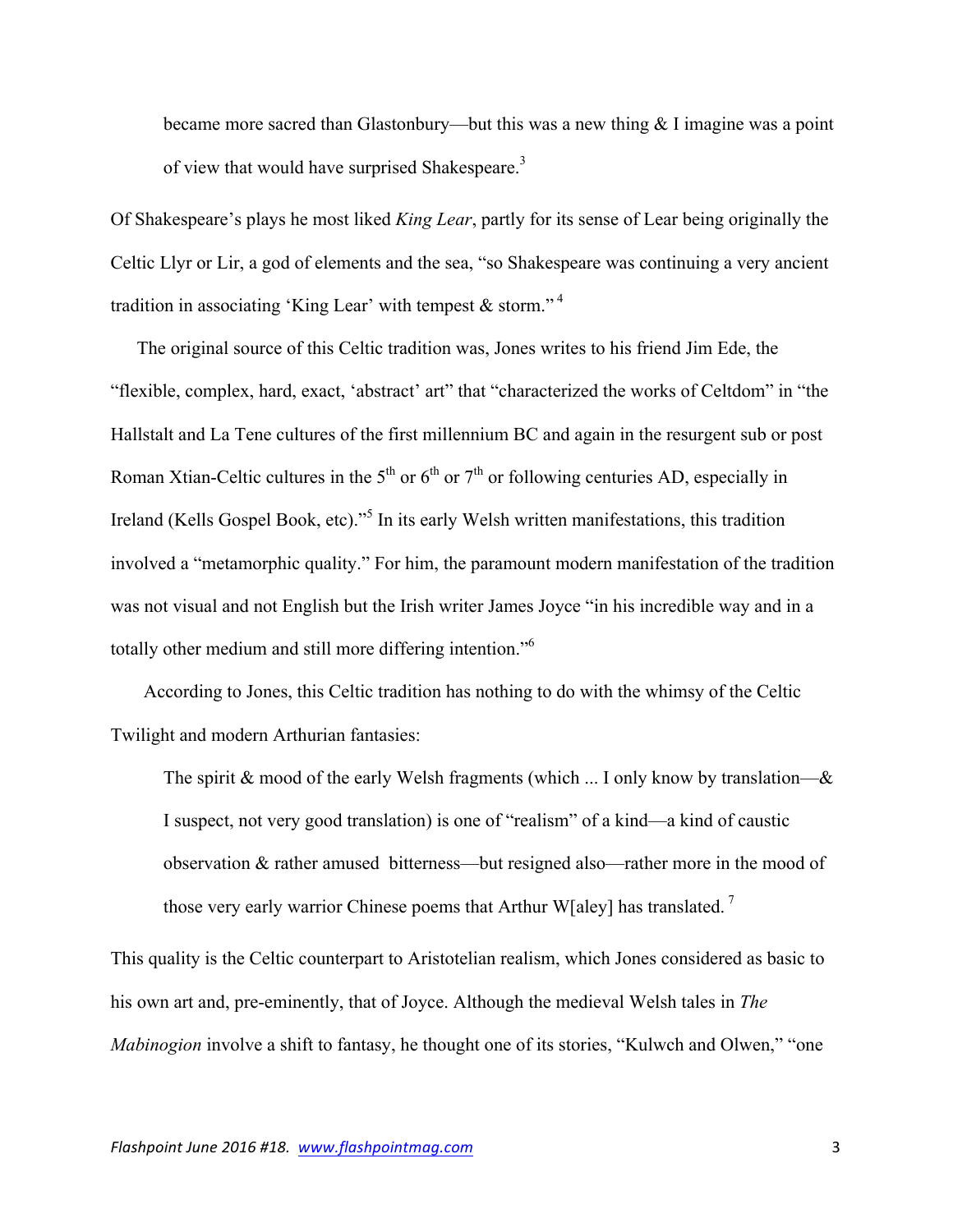> became more sacred than Glastonbury—but this was a new thing & I imagine was a point of view that would have surprised Shakespeare.[3]

Of Shakespeare's plays he most liked *King Lear*, partly for its sense of Lear being originally the Celtic Llyr or Lir, a god of elements and the sea, "so Shakespeare was continuing a very ancient tradition in associating 'King Lear' with tempest & storm."[4]

The original source of this Celtic tradition was, Jones writes to his friend Jim Ede, the "flexible, complex, hard, exact, 'abstract' art" that "characterized the works of Celtdom" in "the Hallstalt and La Tene cultures of the first millennium BC and again in the resurgent sub or post Roman Xtian-Celtic cultures in the 5th or 6th or 7th or following centuries AD, especially in Ireland (Kells Gospel Book, etc)."[5] In its early Welsh written manifestations, this tradition involved a "metamorphic quality." For him, the paramount modern manifestation of the tradition was not visual and not English but the Irish writer James Joyce "in his incredible way and in a totally other medium and still more differing intention."[6]

According to Jones, this Celtic tradition has nothing to do with the whimsy of the Celtic Twilight and modern Arthurian fantasies:

> The spirit & mood of the early Welsh fragments (which ... I only know by translation—& I suspect, not very good translation) is one of "realism" of a kind—a kind of caustic observation & rather amused bitterness—but resigned also—rather more in the mood of those very early warrior Chinese poems that Arthur W[aley] has translated.[7]

This quality is the Celtic counterpart to Aristotelian realism, which Jones considered as basic to his own art and, pre-eminently, that of Joyce. Although the medieval Welsh tales in *The Mabinogion* involve a shift to fantasy, he thought one of its stories, "Kulwch and Olwen," "one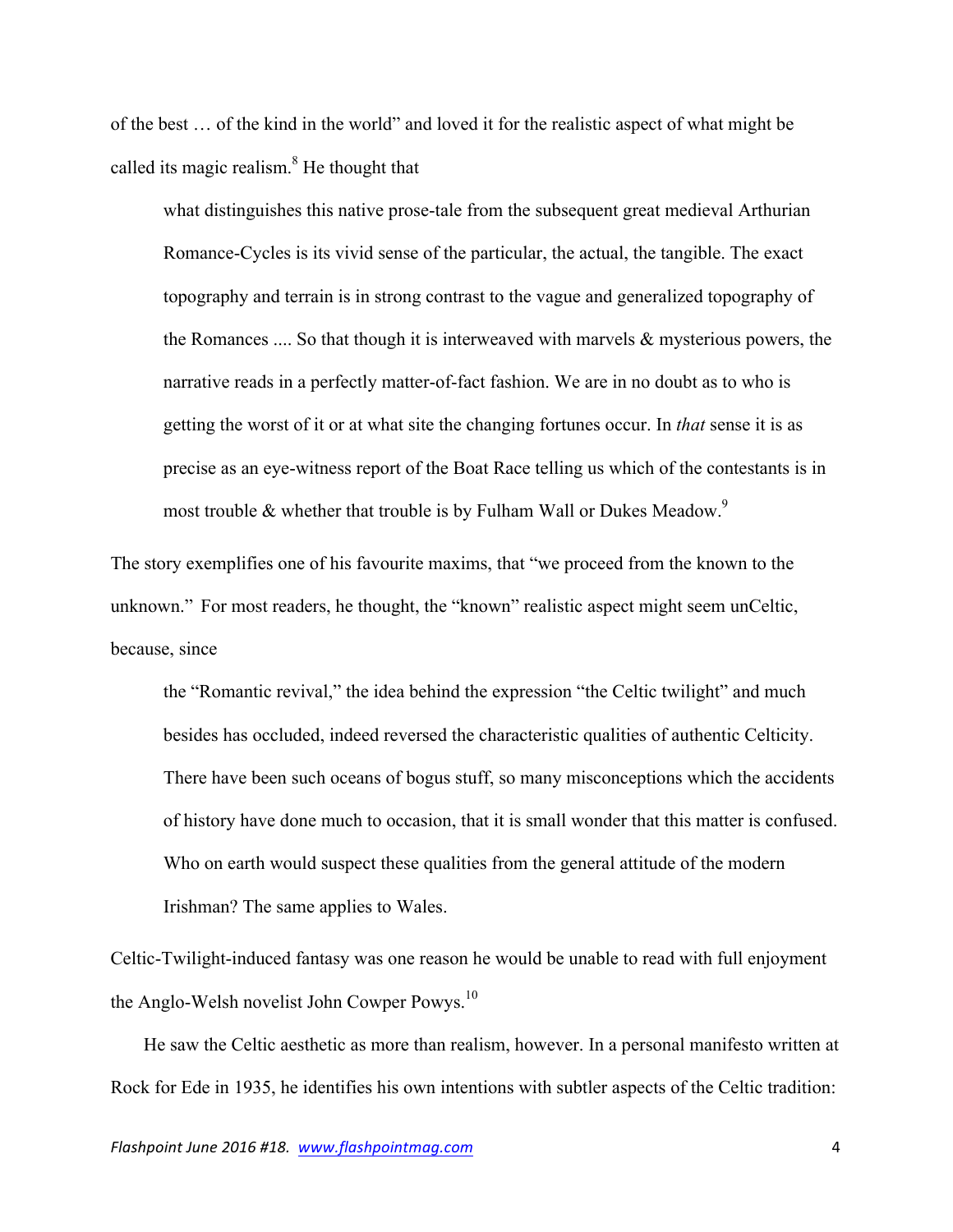of the best … of the kind in the world" and loved it for the realistic aspect of what might be called its magic realism.[8] He thought that

> what distinguishes this native prose-tale from the subsequent great medieval Arthurian Romance-Cycles is its vivid sense of the particular, the actual, the tangible. The exact topography and terrain is in strong contrast to the vague and generalized topography of the Romances .... So that though it is interweaved with marvels & mysterious powers, the narrative reads in a perfectly matter-of-fact fashion. We are in no doubt as to who is getting the worst of it or at what site the changing fortunes occur. In *that* sense it is as precise as an eye-witness report of the Boat Race telling us which of the contestants is in most trouble & whether that trouble is by Fulham Wall or Dukes Meadow.[9]

The story exemplifies one of his favourite maxims, that "we proceed from the known to the unknown." For most readers, he thought, the "known" realistic aspect might seem unCeltic, because, since

> the "Romantic revival," the idea behind the expression "the Celtic twilight" and much besides has occluded, indeed reversed the characteristic qualities of authentic Celticity. There have been such oceans of bogus stuff, so many misconceptions which the accidents of history have done much to occasion, that it is small wonder that this matter is confused. Who on earth would suspect these qualities from the general attitude of the modern Irishman? The same applies to Wales.

Celtic-Twilight-induced fantasy was one reason he would be unable to read with full enjoyment the Anglo-Welsh novelist John Cowper Powys.[10]

He saw the Celtic aesthetic as more than realism, however. In a personal manifesto written at Rock for Ede in 1935, he identifies his own intentions with subtler aspects of the Celtic tradition: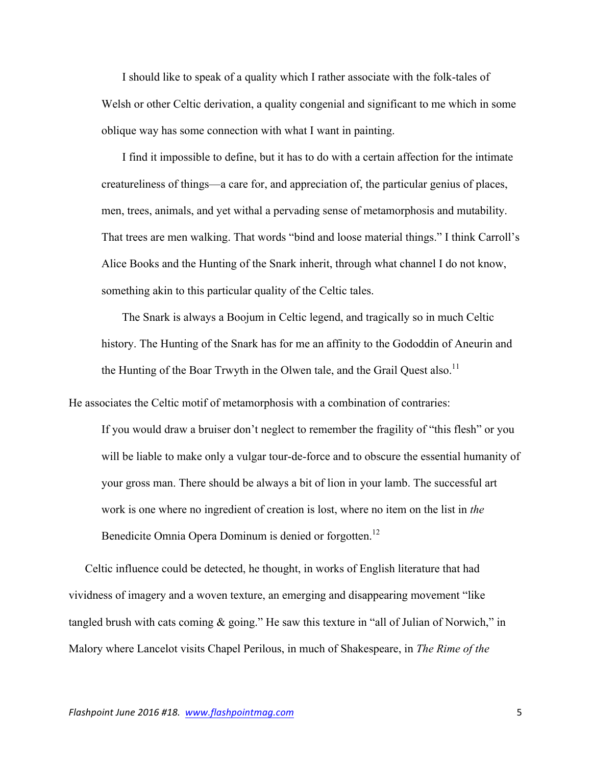> I should like to speak of a quality which I rather associate with the folk-tales of Welsh or other Celtic derivation, a quality congenial and significant to me which in some oblique way has some connection with what I want in painting.
>
> I find it impossible to define, but it has to do with a certain affection for the intimate creatureliness of things—a care for, and appreciation of, the particular genius of places, men, trees, animals, and yet withal a pervading sense of metamorphosis and mutability. That trees are men walking. That words "bind and loose material things." I think Carroll's Alice Books and the Hunting of the Snark inherit, through what channel I do not know, something akin to this particular quality of the Celtic tales.
>
> The Snark is always a Boojum in Celtic legend, and tragically so in much Celtic history. The Hunting of the Snark has for me an affinity to the Gododdin of Aneurin and the Hunting of the Boar Trwyth in the Olwen tale, and the Grail Quest also.[11]

He associates the Celtic motif of metamorphosis with a combination of contraries:

> If you would draw a bruiser don't neglect to remember the fragility of "this flesh" or you will be liable to make only a vulgar tour-de-force and to obscure the essential humanity of your gross man. There should be always a bit of lion in your lamb. The successful art work is one where no ingredient of creation is lost, where no item on the list in *the* Benedicite Omnia Opera Dominum is denied or forgotten.[12]

Celtic influence could be detected, he thought, in works of English literature that had vividness of imagery and a woven texture, an emerging and disappearing movement "like tangled brush with cats coming & going." He saw this texture in "all of Julian of Norwich," in Malory where Lancelot visits Chapel Perilous, in much of Shakespeare, in *The Rime of the*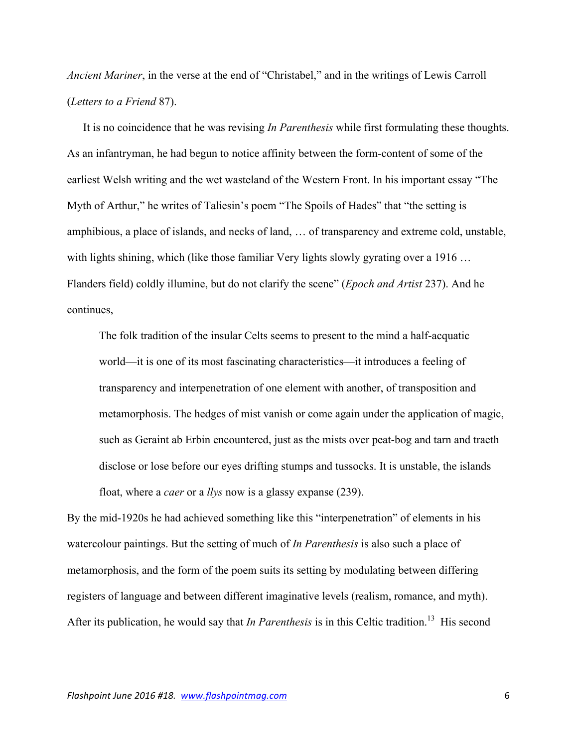*Ancient Mariner*, in the verse at the end of "Christabel," and in the writings of Lewis Carroll (*Letters to a Friend* 87).

It is no coincidence that he was revising *In Parenthesis* while first formulating these thoughts. As an infantryman, he had begun to notice affinity between the form-content of some of the earliest Welsh writing and the wet wasteland of the Western Front. In his important essay "The Myth of Arthur," he writes of Taliesin's poem "The Spoils of Hades" that "the setting is amphibious, a place of islands, and necks of land, … of transparency and extreme cold, unstable, with lights shining, which (like those familiar Very lights slowly gyrating over a 1916 … Flanders field) coldly illumine, but do not clarify the scene" (*Epoch and Artist* 237). And he continues,

> The folk tradition of the insular Celts seems to present to the mind a half-acquatic world—it is one of its most fascinating characteristics—it introduces a feeling of transparency and interpenetration of one element with another, of transposition and metamorphosis. The hedges of mist vanish or come again under the application of magic, such as Geraint ab Erbin encountered, just as the mists over peat-bog and tarn and traeth disclose or lose before our eyes drifting stumps and tussocks. It is unstable, the islands float, where a *caer* or a *llys* now is a glassy expanse (239).

By the mid-1920s he had achieved something like this "interpenetration" of elements in his watercolour paintings. But the setting of much of *In Parenthesis* is also such a place of metamorphosis, and the form of the poem suits its setting by modulating between differing registers of language and between different imaginative levels (realism, romance, and myth). After its publication, he would say that *In Parenthesis* is in this Celtic tradition.[13] His second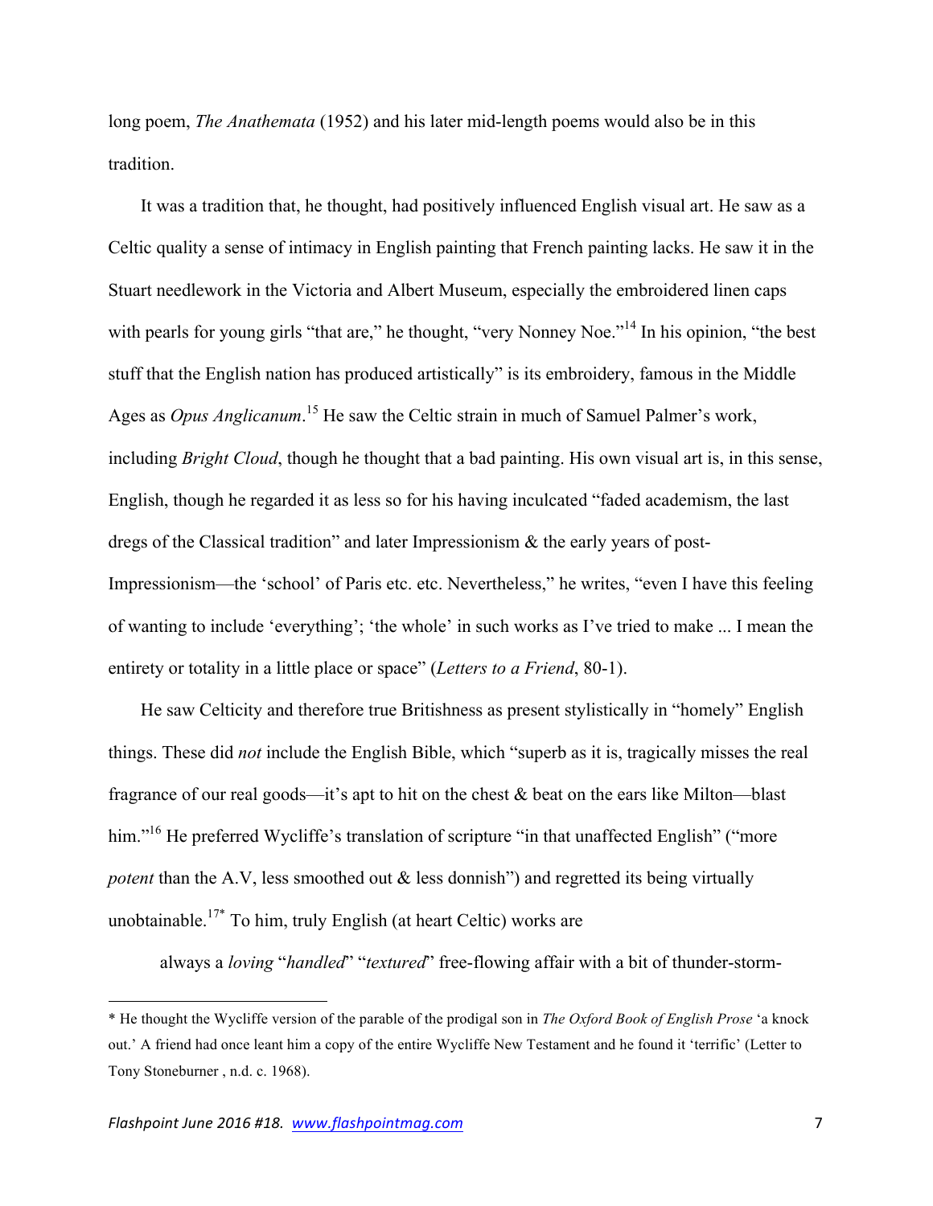long poem, *The Anathemata* (1952) and his later mid-length poems would also be in this tradition.

It was a tradition that, he thought, had positively influenced English visual art. He saw as a Celtic quality a sense of intimacy in English painting that French painting lacks. He saw it in the Stuart needlework in the Victoria and Albert Museum, especially the embroidered linen caps with pearls for young girls "that are," he thought, "very Nonney Noe."[14] In his opinion, "the best stuff that the English nation has produced artistically" is its embroidery, famous in the Middle Ages as *Opus Anglicanum*.[15] He saw the Celtic strain in much of Samuel Palmer's work, including *Bright Cloud*, though he thought that a bad painting. His own visual art is, in this sense, English, though he regarded it as less so for his having inculcated "faded academism, the last dregs of the Classical tradition" and later Impressionism & the early years of post-Impressionism—the 'school' of Paris etc. etc. Nevertheless," he writes, "even I have this feeling of wanting to include 'everything'; 'the whole' in such works as I've tried to make ... I mean the entirety or totality in a little place or space" (*Letters to a Friend*, 80-1).

He saw Celticity and therefore true Britishness as present stylistically in "homely" English things. These did *not* include the English Bible, which "superb as it is, tragically misses the real fragrance of our real goods—it's apt to hit on the chest & beat on the ears like Milton—blast him."[16] He preferred Wycliffe's translation of scripture "in that unaffected English" ("more *potent* than the A.V, less smoothed out & less donnish") and regretted its being virtually unobtainable.[17*] To him, truly English (at heart Celtic) works are

> always a *loving* "*handled*" "*textured*" free-flowing affair with a bit of thunder-storm-

---

\* He thought the Wycliffe version of the parable of the prodigal son in *The Oxford Book of English Prose* 'a knock out.' A friend had once leant him a copy of the entire Wycliffe New Testament and he found it 'terrific' (Letter to Tony Stoneburner , n.d. c. 1968).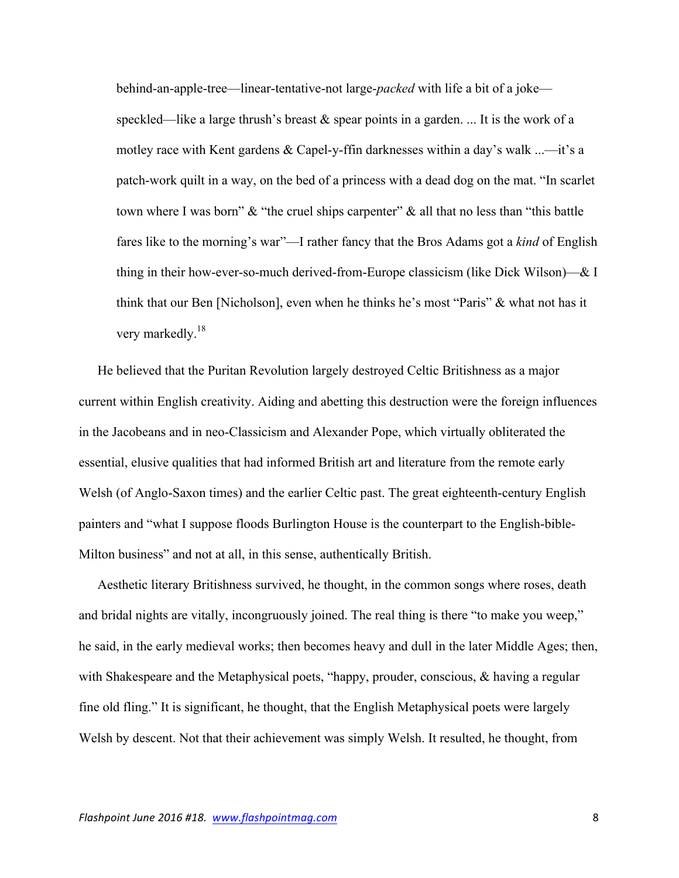> behind-an-apple-tree—linear-tentative-not large-*packed* with life a bit of a joke—speckled—like a large thrush's breast & spear points in a garden. ... It is the work of a motley race with Kent gardens & Capel-y-ffin darknesses within a day's walk ...—it's a patch-work quilt in a way, on the bed of a princess with a dead dog on the mat. "In scarlet town where I was born" & "the cruel ships carpenter" & all that no less than "this battle fares like to the morning's war"—I rather fancy that the Bros Adams got a *kind* of English thing in their how-ever-so-much derived-from-Europe classicism (like Dick Wilson)—& I think that our Ben [Nicholson], even when he thinks he's most "Paris" & what not has it very markedly.[18]

He believed that the Puritan Revolution largely destroyed Celtic Britishness as a major current within English creativity. Aiding and abetting this destruction were the foreign influences in the Jacobeans and in neo-Classicism and Alexander Pope, which virtually obliterated the essential, elusive qualities that had informed British art and literature from the remote early Welsh (of Anglo-Saxon times) and the earlier Celtic past. The great eighteenth-century English painters and "what I suppose floods Burlington House is the counterpart to the English-bible-Milton business" and not at all, in this sense, authentically British.

Aesthetic literary Britishness survived, he thought, in the common songs where roses, death and bridal nights are vitally, incongruously joined. The real thing is there "to make you weep," he said, in the early medieval works; then becomes heavy and dull in the later Middle Ages; then, with Shakespeare and the Metaphysical poets, "happy, prouder, conscious, & having a regular fine old fling." It is significant, he thought, that the English Metaphysical poets were largely Welsh by descent. Not that their achievement was simply Welsh. It resulted, he thought, from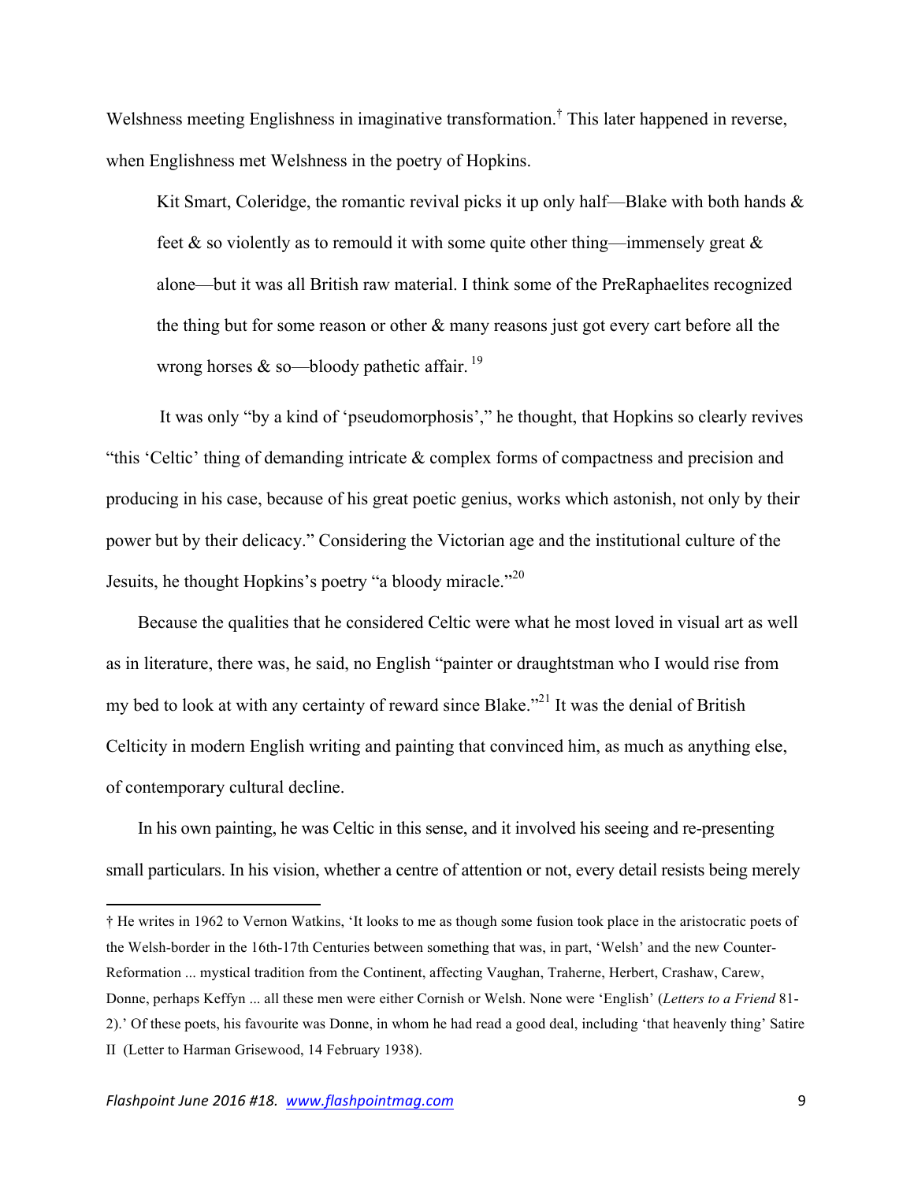Welshness meeting Englishness in imaginative transformation.† This later happened in reverse, when Englishness met Welshness in the poetry of Hopkins.

> Kit Smart, Coleridge, the romantic revival picks it up only half—Blake with both hands & feet & so violently as to remould it with some quite other thing—immensely great & alone—but it was all British raw material. I think some of the PreRaphaelites recognized the thing but for some reason or other & many reasons just got every cart before all the wrong horses & so—bloody pathetic affair. [19]

It was only "by a kind of 'pseudomorphosis'," he thought, that Hopkins so clearly revives "this 'Celtic' thing of demanding intricate & complex forms of compactness and precision and producing in his case, because of his great poetic genius, works which astonish, not only by their power but by their delicacy." Considering the Victorian age and the institutional culture of the Jesuits, he thought Hopkins's poetry "a bloody miracle."[20]

Because the qualities that he considered Celtic were what he most loved in visual art as well as in literature, there was, he said, no English "painter or draughtsman who I would rise from my bed to look at with any certainty of reward since Blake."[21] It was the denial of British Celticity in modern English writing and painting that convinced him, as much as anything else, of contemporary cultural decline.

In his own painting, he was Celtic in this sense, and it involved his seeing and re-presenting small particulars. In his vision, whether a centre of attention or not, every detail resists being merely

---

† He writes in 1962 to Vernon Watkins, 'It looks to me as though some fusion took place in the aristocratic poets of the Welsh-border in the 16th-17th Centuries between something that was, in part, 'Welsh' and the new Counter-Reformation ... mystical tradition from the Continent, affecting Vaughan, Traherne, Herbert, Crashaw, Carew, Donne, perhaps Keffyn ... all these men were either Cornish or Welsh. None were 'English' (*Letters to a Friend* 81-2).' Of these poets, his favourite was Donne, in whom he had read a good deal, including 'that heavenly thing' Satire II (Letter to Harman Grisewood, 14 February 1938).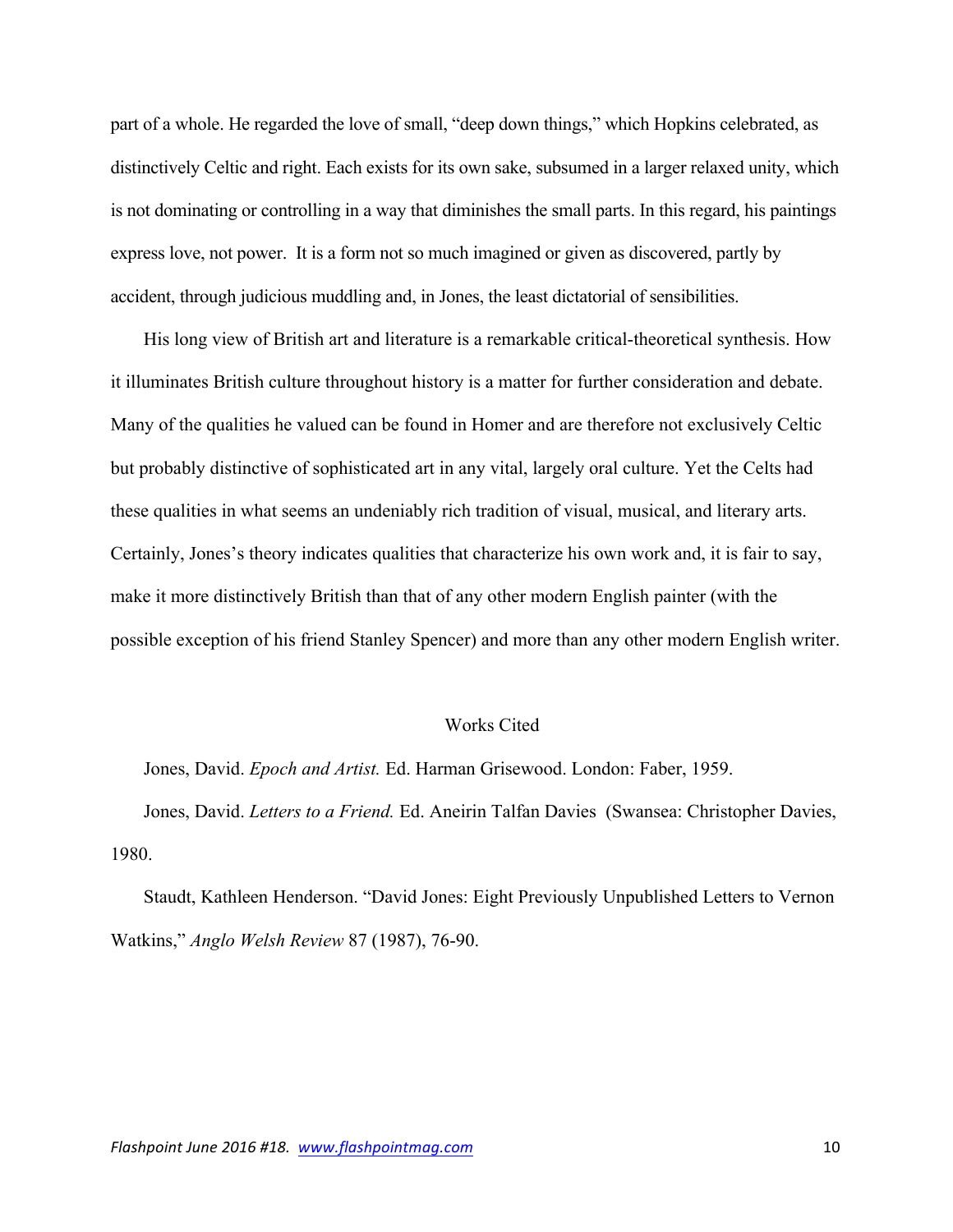part of a whole. He regarded the love of small, "deep down things," which Hopkins celebrated, as distinctively Celtic and right. Each exists for its own sake, subsumed in a larger relaxed unity, which is not dominating or controlling in a way that diminishes the small parts. In this regard, his paintings express love, not power. It is a form not so much imagined or given as discovered, partly by accident, through judicious muddling and, in Jones, the least dictatorial of sensibilities.

His long view of British art and literature is a remarkable critical-theoretical synthesis. How it illuminates British culture throughout history is a matter for further consideration and debate. Many of the qualities he valued can be found in Homer and are therefore not exclusively Celtic but probably distinctive of sophisticated art in any vital, largely oral culture. Yet the Celts had these qualities in what seems an undeniably rich tradition of visual, musical, and literary arts. Certainly, Jones's theory indicates qualities that characterize his own work and, it is fair to say, make it more distinctively British than that of any other modern English painter (with the possible exception of his friend Stanley Spencer) and more than any other modern English writer.

## Works Cited

Jones, David. *Epoch and Artist.* Ed. Harman Grisewood. London: Faber, 1959.

Jones, David. *Letters to a Friend.* Ed. Aneirin Talfan Davies (Swansea: Christopher Davies, 1980.

Staudt, Kathleen Henderson. "David Jones: Eight Previously Unpublished Letters to Vernon Watkins," *Anglo Welsh Review* 87 (1987), 76-90.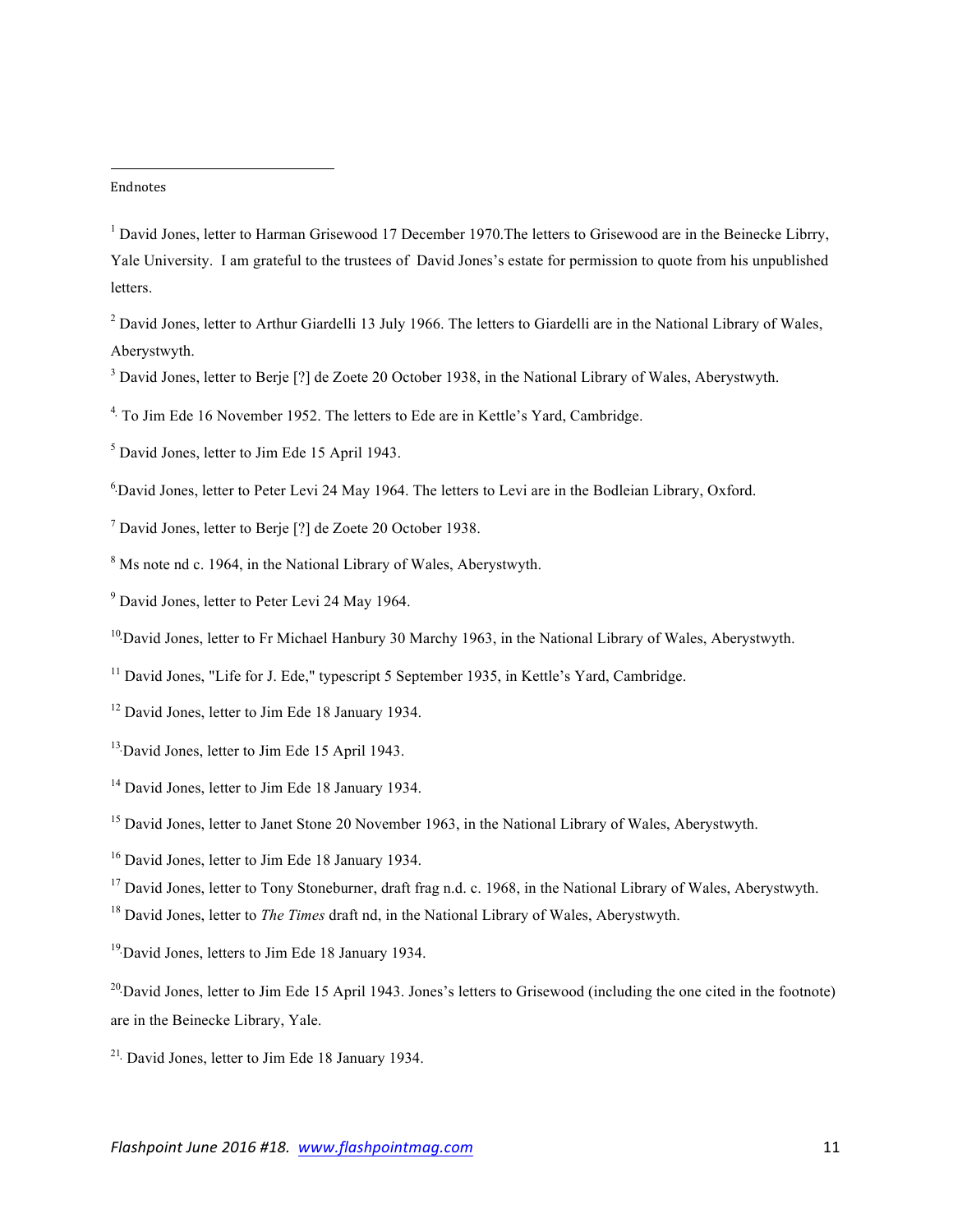Endnotes

[1] David Jones, letter to Harman Grisewood 17 December 1970.The letters to Grisewood are in the Beinecke Librry, Yale University. I am grateful to the trustees of David Jones's estate for permission to quote from his unpublished letters.

[2] David Jones, letter to Arthur Giardelli 13 July 1966. The letters to Giardelli are in the National Library of Wales, Aberystwyth.

[3] David Jones, letter to Berje [?] de Zoete 20 October 1938, in the National Library of Wales, Aberystwyth.

[4] To Jim Ede 16 November 1952. The letters to Ede are in Kettle's Yard, Cambridge.

[5] David Jones, letter to Jim Ede 15 April 1943.

[6] David Jones, letter to Peter Levi 24 May 1964. The letters to Levi are in the Bodleian Library, Oxford.

[7] David Jones, letter to Berje [?] de Zoete 20 October 1938.

[8] Ms note nd c. 1964, in the National Library of Wales, Aberystwyth.

[9] David Jones, letter to Peter Levi 24 May 1964.

[10] David Jones, letter to Fr Michael Hanbury 30 Marchy 1963, in the National Library of Wales, Aberystwyth.

[11] David Jones, "Life for J. Ede," typescript 5 September 1935, in Kettle's Yard, Cambridge.

[12] David Jones, letter to Jim Ede 18 January 1934.

[13] David Jones, letter to Jim Ede 15 April 1943.

[14] David Jones, letter to Jim Ede 18 January 1934.

[15] David Jones, letter to Janet Stone 20 November 1963, in the National Library of Wales, Aberystwyth.

[16] David Jones, letter to Jim Ede 18 January 1934.

[17] David Jones, letter to Tony Stoneburner, draft frag n.d. c. 1968, in the National Library of Wales, Aberystwyth.

[18] David Jones, letter to *The Times* draft nd, in the National Library of Wales, Aberystwyth.

[19] David Jones, letters to Jim Ede 18 January 1934.

[20] David Jones, letter to Jim Ede 15 April 1943. Jones's letters to Grisewood (including the one cited in the footnote) are in the Beinecke Library, Yale.

[21] David Jones, letter to Jim Ede 18 January 1934.